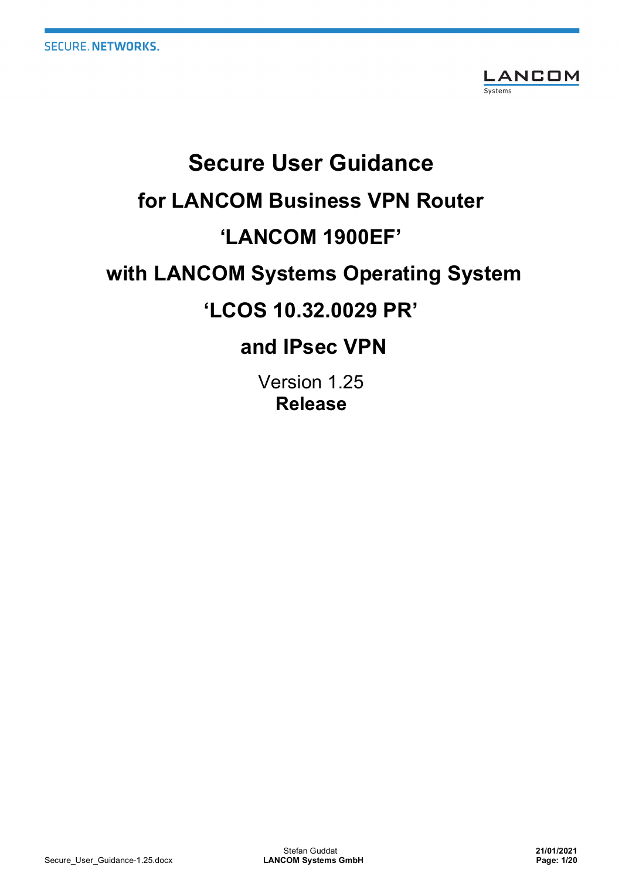# Secure User Guidance

## for LANCOM Business VPN Router

## 'LANCOM 1900EF'

## with LANCOM Systems Operating System

## 'LCOS 10.32.0029 PR'

## and IPsec VPN

Version 1.25

**Release**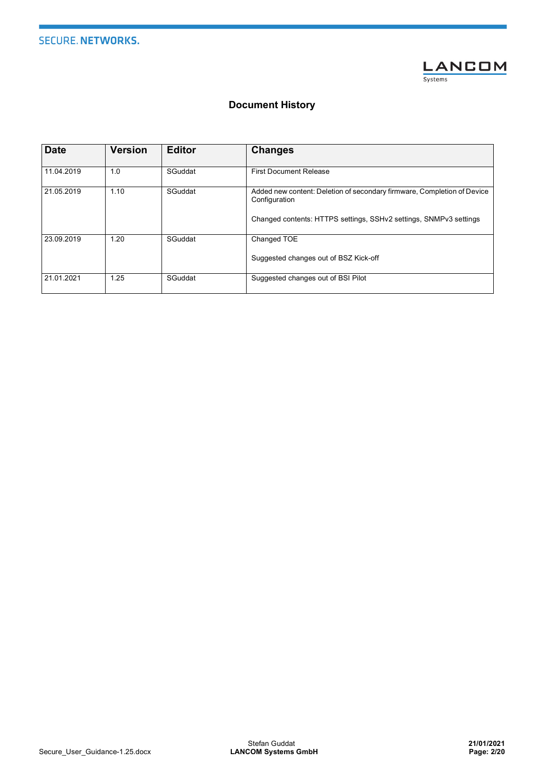# Document History

| Date | Version | Editor | Changes |
|---|---|---|---|
| 11.04.2019 | 1.0 | SGuddat | First Document Release |
| 21.05.2019 | 1.10 | SGuddat | Added new content: Deletion of secondary firmware, Completion of Device Configuration<br><br>Changed contents: HTTPS settings, SSHv2 settings, SNMPv3 settings |
| 23.09.2019 | 1.20 | SGuddat | Changed TOE<br><br>Suggested changes out of BSZ Kick-off |
| 21.01.2021 | 1.25 | SGuddat | Suggested changes out of BSI Pilot |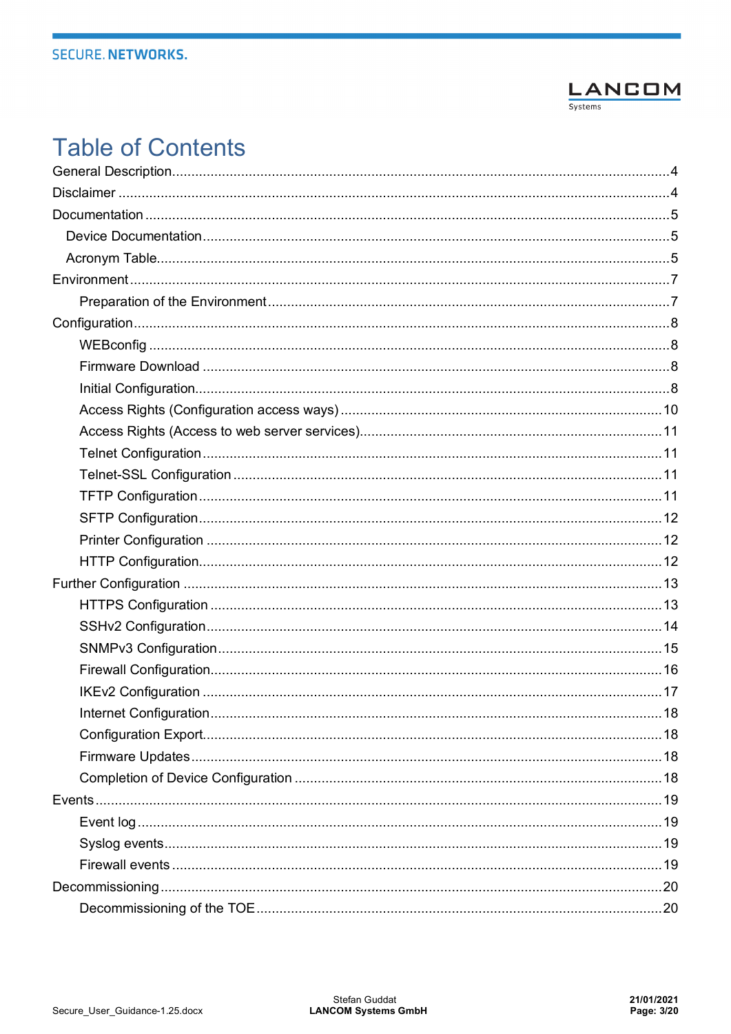# Table of Contents

General Description....4
Disclaimer....4
Documentation....5
- Device Documentation....5
- Acronym Table....5

Environment....7
- Preparation of the Environment....7

Configuration....8
- WEBconfig....8
- Firmware Download....8
- Initial Configuration....8
- Access Rights (Configuration access ways)....10
- Access Rights (Access to web server services)....11
- Telnet Configuration....11
- Telnet-SSL Configuration....11
- TFTP Configuration....11
- SFTP Configuration....12
- Printer Configuration....12
- HTTP Configuration....12

Further Configuration....13
- HTTPS Configuration....13
- SSHv2 Configuration....14
- SNMPv3 Configuration....15
- Firewall Configuration....16
- IKEv2 Configuration....17
- Internet Configuration....18
- Configuration Export....18
- Firmware Updates....18
- Completion of Device Configuration....18

Events....19
- Event log....19
- Syslog events....19
- Firewall events....19

Decommissioning....20
- Decommissioning of the TOE....20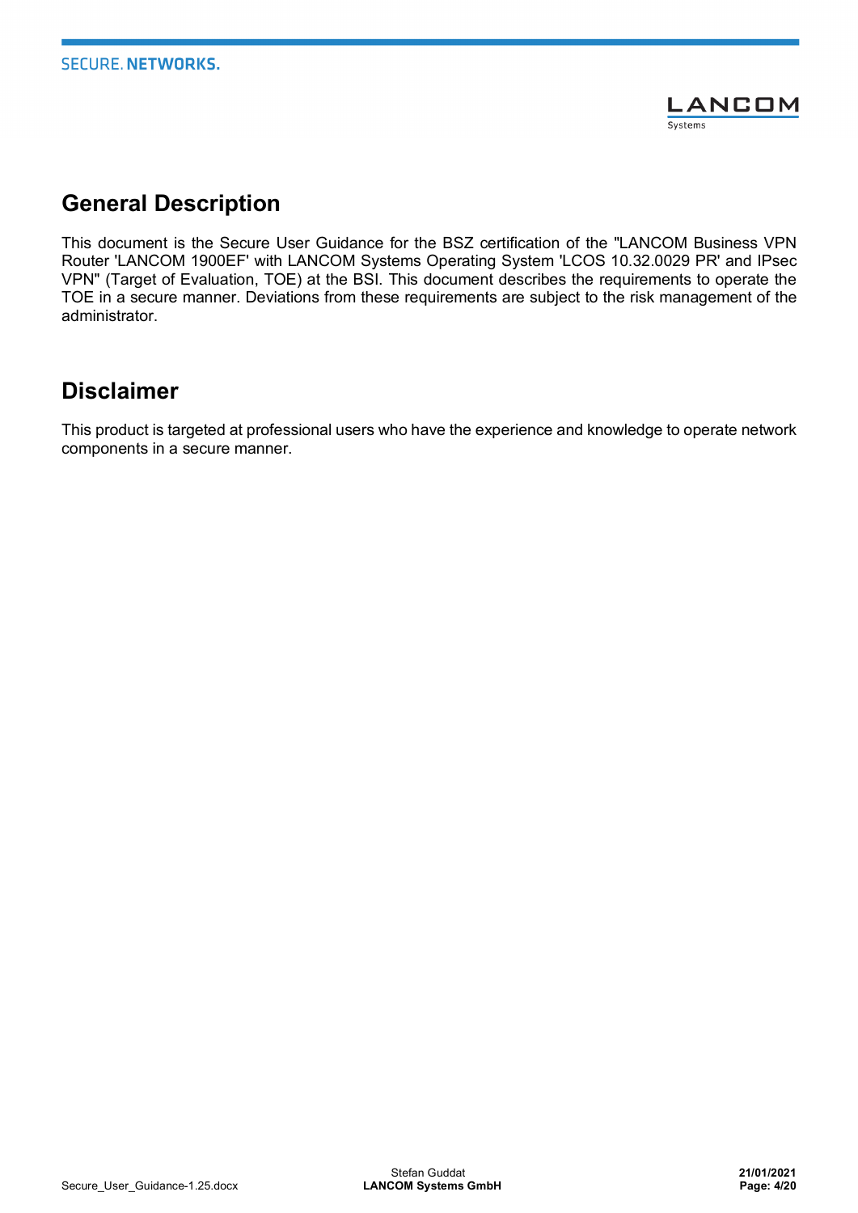# General Description

This document is the Secure User Guidance for the BSZ certification of the "LANCOM Business VPN Router 'LANCOM 1900EF' with LANCOM Systems Operating System 'LCOS 10.32.0029 PR' and IPsec VPN" (Target of Evaluation, TOE) at the BSI. This document describes the requirements to operate the TOE in a secure manner. Deviations from these requirements are subject to the risk management of the administrator.

# Disclaimer

This product is targeted at professional users who have the experience and knowledge to operate network components in a secure manner.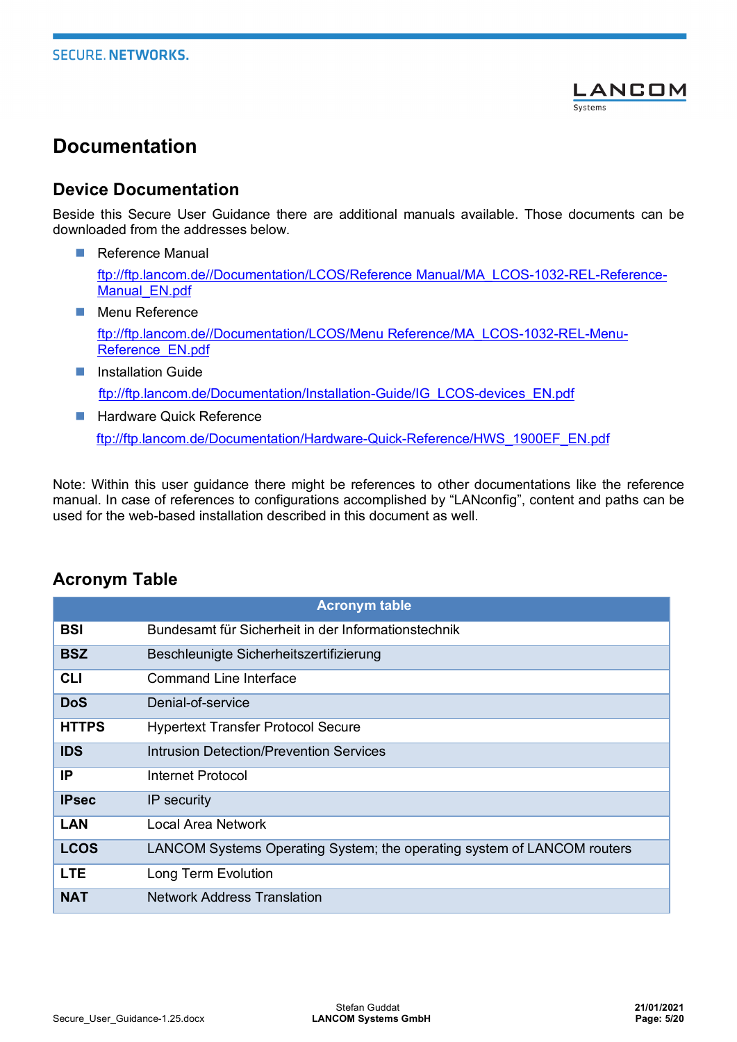# Documentation

## Device Documentation

Beside this Secure User Guidance there are additional manuals available. Those documents can be downloaded from the addresses below.

- Reference Manual
  [ftp://ftp.lancom.de//Documentation/LCOS/Reference Manual/MA_LCOS-1032-REL-Reference-Manual_EN.pdf](ftp://ftp.lancom.de//Documentation/LCOS/Reference Manual/MA_LCOS-1032-REL-Reference-Manual_EN.pdf)
- Menu Reference
  [ftp://ftp.lancom.de//Documentation/LCOS/Menu Reference/MA_LCOS-1032-REL-Menu-Reference_EN.pdf](ftp://ftp.lancom.de//Documentation/LCOS/Menu Reference/MA_LCOS-1032-REL-Menu-Reference_EN.pdf)
- Installation Guide
  [ftp://ftp.lancom.de/Documentation/Installation-Guide/IG_LCOS-devices_EN.pdf](ftp://ftp.lancom.de/Documentation/Installation-Guide/IG_LCOS-devices_EN.pdf)
- Hardware Quick Reference
  [ftp://ftp.lancom.de/Documentation/Hardware-Quick-Reference/HWS_1900EF_EN.pdf](ftp://ftp.lancom.de/Documentation/Hardware-Quick-Reference/HWS_1900EF_EN.pdf)

Note: Within this user guidance there might be references to other documentations like the reference manual. In case of references to configurations accomplished by "LANconfig", content and paths can be used for the web-based installation described in this document as well.

## Acronym Table

| Acronym table | |
|---|---|
| **BSI** | Bundesamt für Sicherheit in der Informationstechnik |
| **BSZ** | Beschleunigte Sicherheitszertifizierung |
| **CLI** | Command Line Interface |
| **DoS** | Denial-of-service |
| **HTTPS** | Hypertext Transfer Protocol Secure |
| **IDS** | Intrusion Detection/Prevention Services |
| **IP** | Internet Protocol |
| **IPsec** | IP security |
| **LAN** | Local Area Network |
| **LCOS** | LANCOM Systems Operating System; the operating system of LANCOM routers |
| **LTE** | Long Term Evolution |
| **NAT** | Network Address Translation |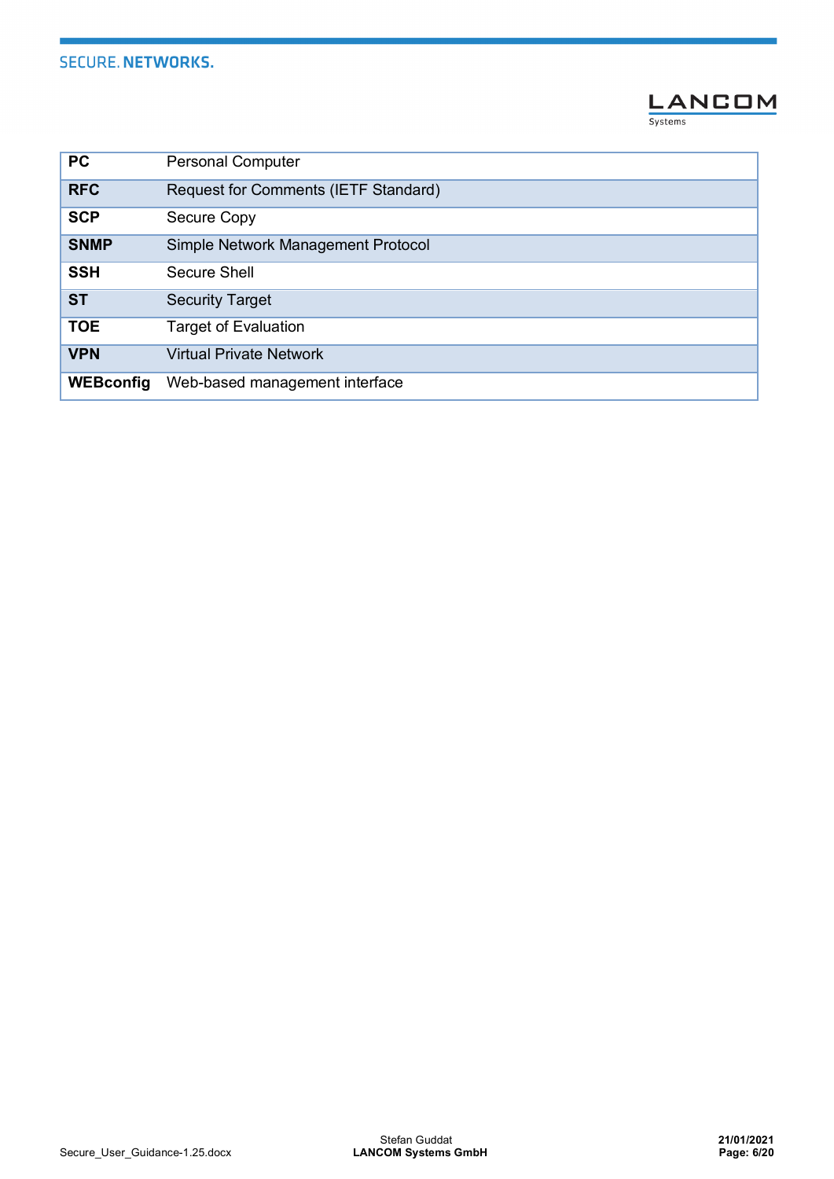| | |
|---|---|
| **PC** | Personal Computer |
| **RFC** | Request for Comments (IETF Standard) |
| **SCP** | Secure Copy |
| **SNMP** | Simple Network Management Protocol |
| **SSH** | Secure Shell |
| **ST** | Security Target |
| **TOE** | Target of Evaluation |
| **VPN** | Virtual Private Network |
| **WEBconfig** | Web-based management interface |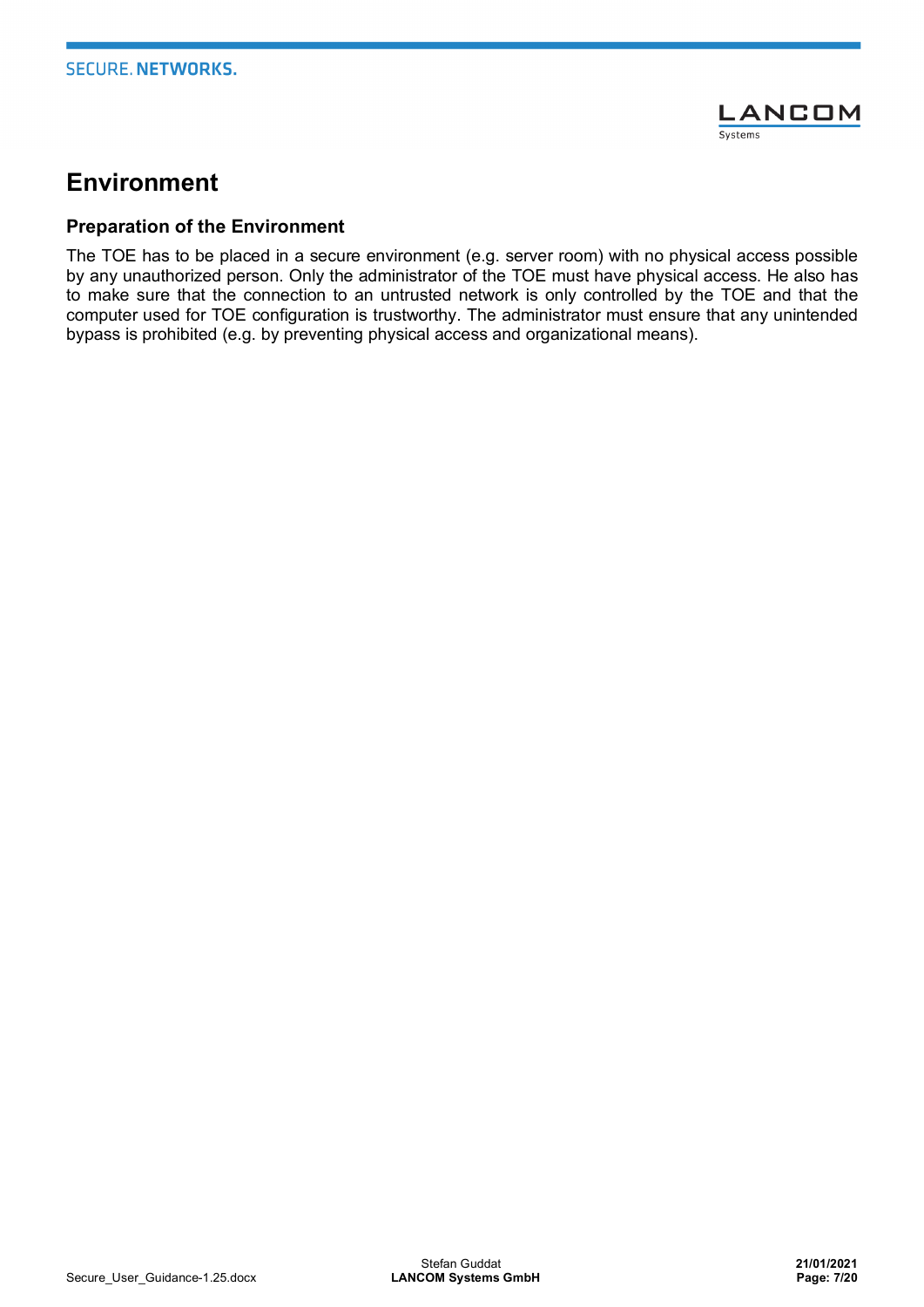# Environment

## Preparation of the Environment

The TOE has to be placed in a secure environment (e.g. server room) with no physical access possible by any unauthorized person. Only the administrator of the TOE must have physical access. He also has to make sure that the connection to an untrusted network is only controlled by the TOE and that the computer used for TOE configuration is trustworthy. The administrator must ensure that any unintended bypass is prohibited (e.g. by preventing physical access and organizational means).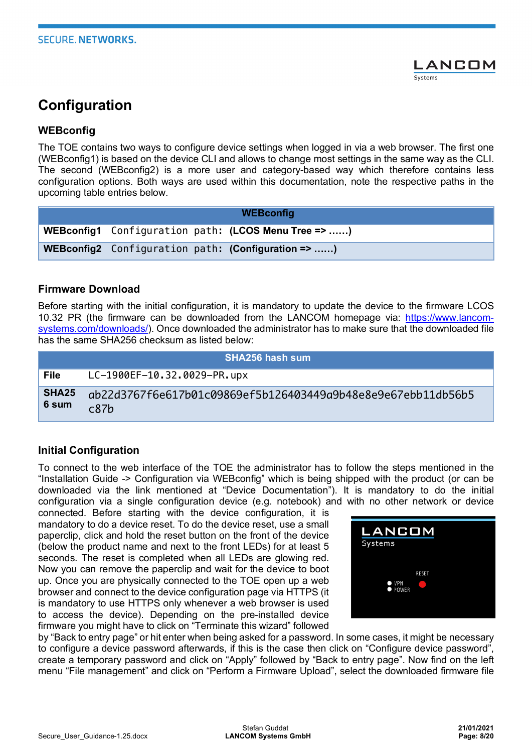# Configuration

## WEBconfig

The TOE contains two ways to configure device settings when logged in via a web browser. The first one (WEBconfig1) is based on the device CLI and allows to change most settings in the same way as the CLI. The second (WEBconfig2) is a more user and category-based way which therefore contains less configuration options. Both ways are used within this documentation, note the respective paths in the upcoming table entries below.

| WEBconfig | |
|---|---|
| **WEBconfig1** | `Configuration path:` **(LCOS Menu Tree => ……)** |
| **WEBconfig2** | `Configuration path:` **(Configuration => ……)** |

## Firmware Download

Before starting with the initial configuration, it is mandatory to update the device to the firmware LCOS 10.32 PR (the firmware can be downloaded from the LANCOM homepage via: https://www.lancom-systems.com/downloads/). Once downloaded the administrator has to make sure that the downloaded file has the same SHA256 checksum as listed below:

| SHA256 hash sum | |
|---|---|
| **File** | `LC-1900EF-10.32.0029-PR.upx` |
| **SHA256 sum** | `ab22d3767f6e617b01c09869ef5b126403449a9b48e8e9e67ebb11db56b5c87b` |

## Initial Configuration

To connect to the web interface of the TOE the administrator has to follow the steps mentioned in the "Installation Guide -> Configuration via WEBconfig" which is being shipped with the product (or can be downloaded via the link mentioned at "Device Documentation"). It is mandatory to do the initial configuration via a single configuration device (e.g. notebook) and with no other network or device connected. Before starting with the device configuration, it is mandatory to do a device reset. To do the device reset, use a small paperclip, click and hold the reset button on the front of the device (below the product name and next to the front LEDs) for at least 5 seconds. The reset is completed when all LEDs are glowing red. Now you can remove the paperclip and wait for the device to boot up. Once you are physically connected to the TOE open up a web browser and connect to the device configuration page via HTTPS (it is mandatory to use HTTPS only whenever a web browser is used to access the device). Depending on the pre-installed device firmware you might have to click on "Terminate this wizard" followed by "Back to entry page" or hit enter when being asked for a password. In some cases, it might be necessary to configure a device password afterwards, if this is the case then click on "Configure device password", create a temporary password and click on "Apply" followed by "Back to entry page". Now find on the left menu "File management" and click on "Perform a Firmware Upload", select the downloaded firmware file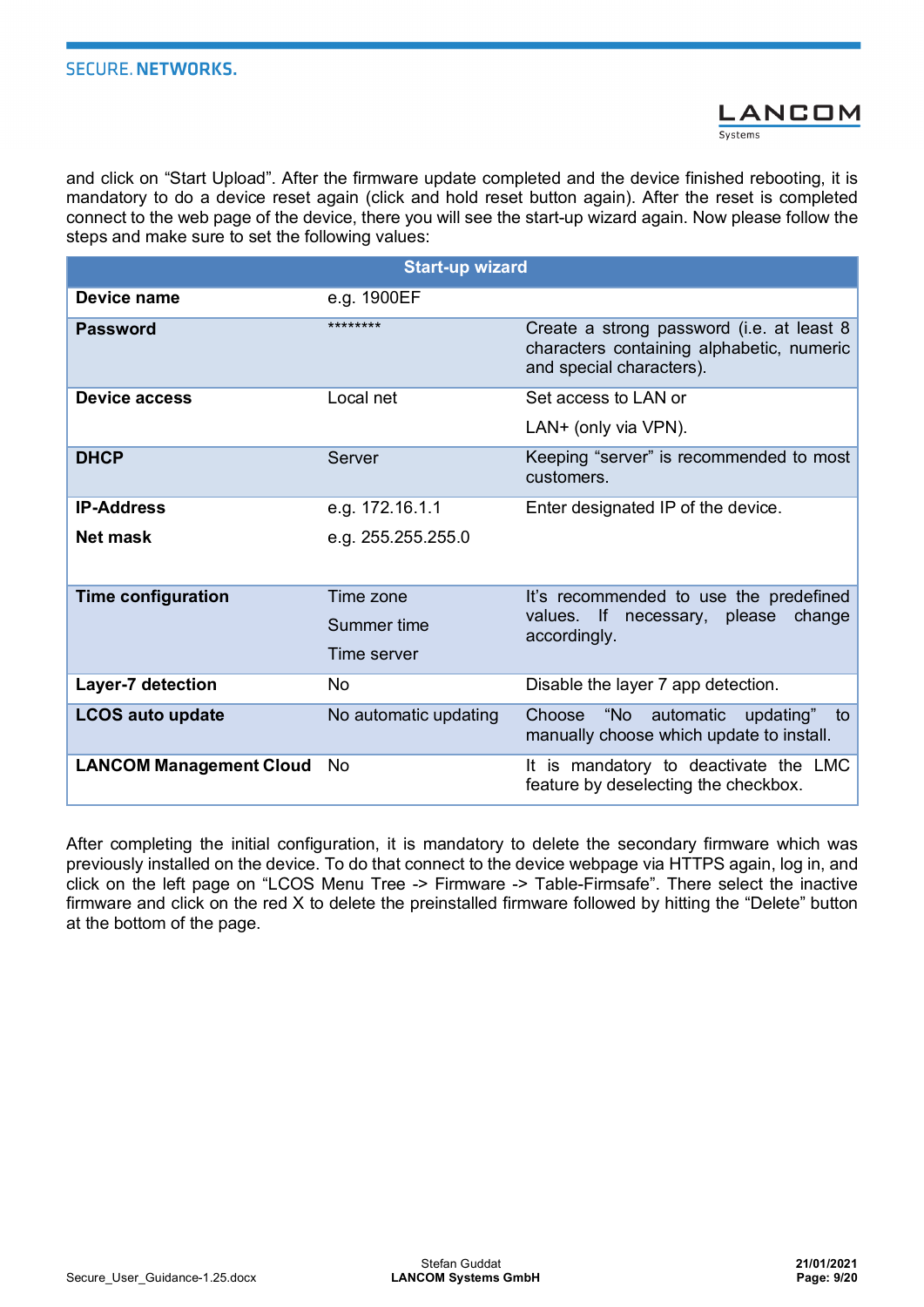and click on "Start Upload". After the firmware update completed and the device finished rebooting, it is mandatory to do a device reset again (click and hold reset button again). After the reset is completed connect to the web page of the device, there you will see the start-up wizard again. Now please follow the steps and make sure to set the following values:

| Start-up wizard | | |
|---|---|---|
| **Device name** | e.g. 1900EF | |
| **Password** | ******** | Create a strong password (i.e. at least 8 characters containing alphabetic, numeric and special characters). |
| **Device access** | Local net | Set access to LAN or<br><br>LAN+ (only via VPN). |
| **DHCP** | Server | Keeping "server" is recommended to most customers. |
| **IP-Address**<br><br>**Net mask** | e.g. 172.16.1.1<br><br>e.g. 255.255.255.0 | Enter designated IP of the device. |
| **Time configuration** | Time zone<br><br>Summer time<br><br>Time server | It's recommended to use the predefined values. If necessary, please change accordingly. |
| **Layer-7 detection** | No | Disable the layer 7 app detection. |
| **LCOS auto update** | No automatic updating | Choose "No automatic updating" to manually choose which update to install. |
| **LANCOM Management Cloud** | No | It is mandatory to deactivate the LMC feature by deselecting the checkbox. |

After completing the initial configuration, it is mandatory to delete the secondary firmware which was previously installed on the device. To do that connect to the device webpage via HTTPS again, log in, and click on the left page on "LCOS Menu Tree -> Firmware -> Table-Firmsafe". There select the inactive firmware and click on the red X to delete the preinstalled firmware followed by hitting the "Delete" button at the bottom of the page.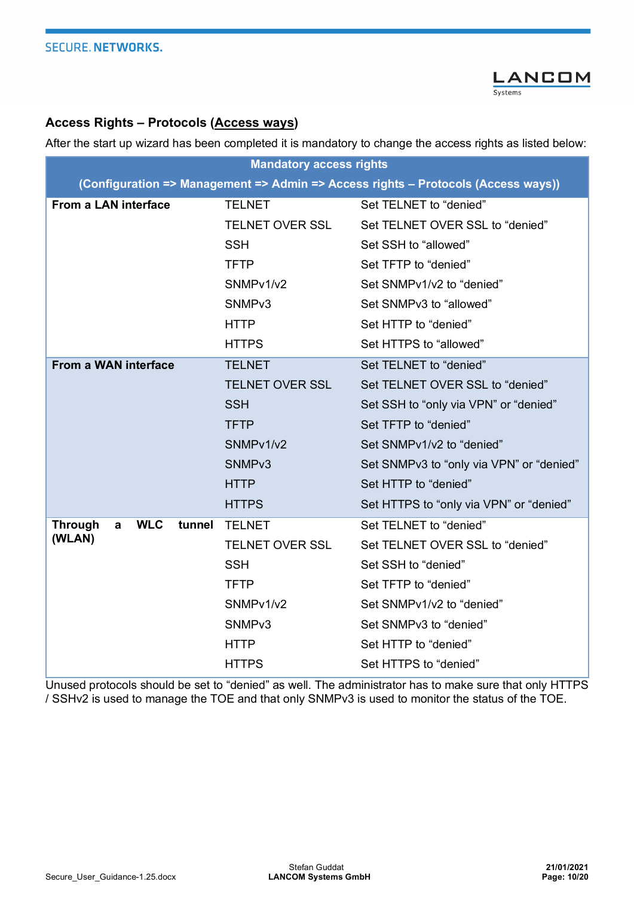### Access Rights – Protocols (Access ways)

After the start up wizard has been completed it is mandatory to change the access rights as listed below:

| Mandatory access rights<br>(Configuration => Management => Admin => Access rights – Protocols (Access ways)) | | |
|---|---|---|
| **From a LAN interface** | TELNET | Set TELNET to “denied” |
| | TELNET OVER SSL | Set TELNET OVER SSL to “denied” |
| | SSH | Set SSH to “allowed” |
| | TFTP | Set TFTP to “denied” |
| | SNMPv1/v2 | Set SNMPv1/v2 to “denied” |
| | SNMPv3 | Set SNMPv3 to “allowed” |
| | HTTP | Set HTTP to “denied” |
| | HTTPS | Set HTTPS to “allowed” |
| **From a WAN interface** | TELNET | Set TELNET to “denied” |
| | TELNET OVER SSL | Set TELNET OVER SSL to “denied” |
| | SSH | Set SSH to “only via VPN” or “denied” |
| | TFTP | Set TFTP to “denied” |
| | SNMPv1/v2 | Set SNMPv1/v2 to “denied” |
| | SNMPv3 | Set SNMPv3 to “only via VPN” or “denied” |
| | HTTP | Set HTTP to “denied” |
| | HTTPS | Set HTTPS to “only via VPN” or “denied” |
| **Through a WLC tunnel (WLAN)** | TELNET | Set TELNET to “denied” |
| | TELNET OVER SSL | Set TELNET OVER SSL to “denied” |
| | SSH | Set SSH to “denied” |
| | TFTP | Set TFTP to “denied” |
| | SNMPv1/v2 | Set SNMPv1/v2 to “denied” |
| | SNMPv3 | Set SNMPv3 to “denied” |
| | HTTP | Set HTTP to “denied” |
| | HTTPS | Set HTTPS to “denied” |

Unused protocols should be set to “denied” as well. The administrator has to make sure that only HTTPS / SSHv2 is used to manage the TOE and that only SNMPv3 is used to monitor the status of the TOE.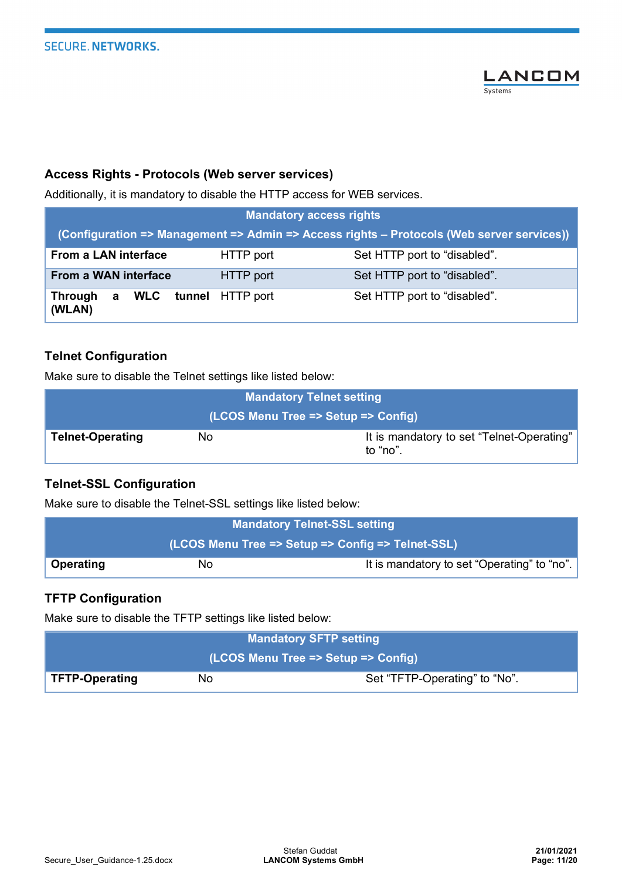## Access Rights - Protocols (Web server services)

Additionally, it is mandatory to disable the HTTP access for WEB services.

| Mandatory access rights (Configuration => Management => Admin => Access rights – Protocols (Web server services)) | | |
|---|---|---|
| **From a LAN interface** | HTTP port | Set HTTP port to “disabled”. |
| **From a WAN interface** | HTTP port | Set HTTP port to “disabled”. |
| **Through a WLC tunnel (WLAN)** | HTTP port | Set HTTP port to “disabled”. |

## Telnet Configuration

Make sure to disable the Telnet settings like listed below:

| Mandatory Telnet setting (LCOS Menu Tree => Setup => Config) | | |
|---|---|---|
| **Telnet-Operating** | No | It is mandatory to set “Telnet-Operating” to “no”. |

## Telnet-SSL Configuration

Make sure to disable the Telnet-SSL settings like listed below:

| Mandatory Telnet-SSL setting (LCOS Menu Tree => Setup => Config => Telnet-SSL) | | |
|---|---|---|
| **Operating** | No | It is mandatory to set “Operating” to “no”. |

## TFTP Configuration

Make sure to disable the TFTP settings like listed below:

| Mandatory SFTP setting (LCOS Menu Tree => Setup => Config) | | |
|---|---|---|
| **TFTP-Operating** | No | Set “TFTP-Operating” to “No”. |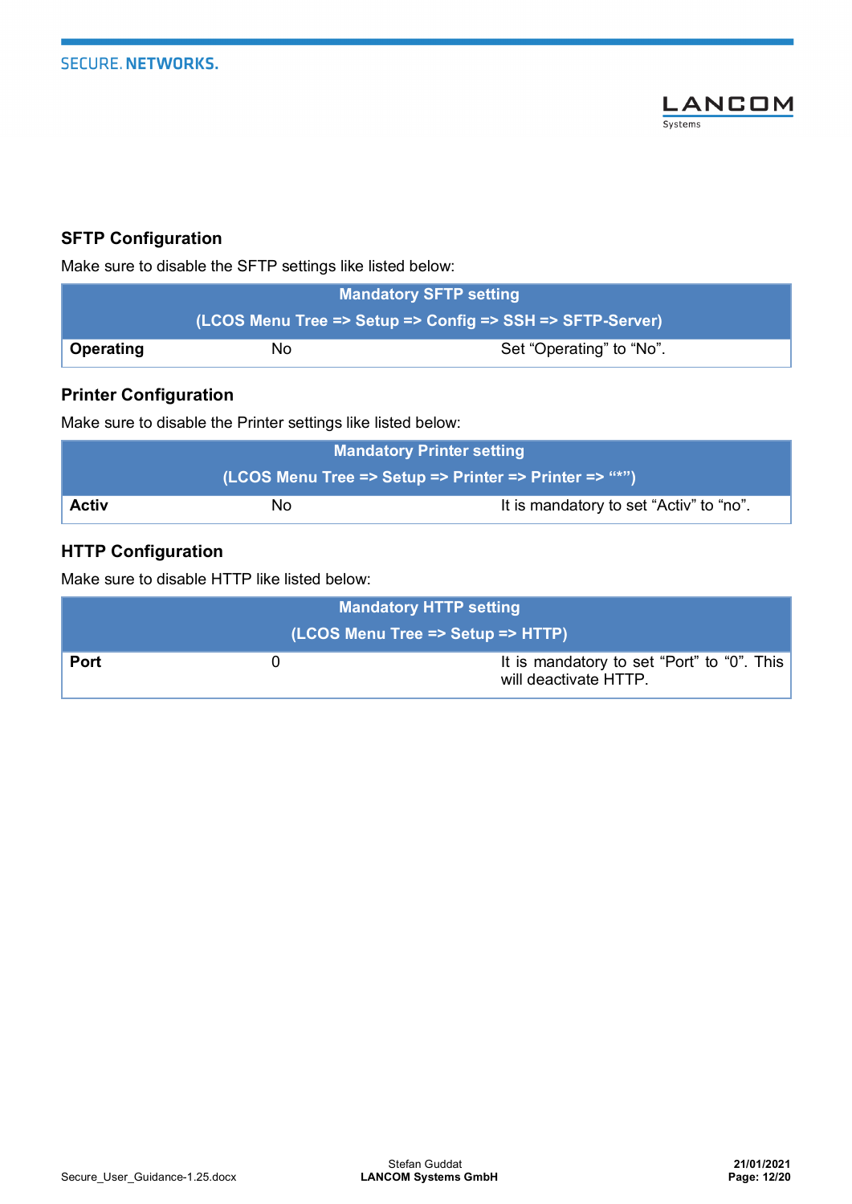### SFTP Configuration

Make sure to disable the SFTP settings like listed below:

| Mandatory SFTP setting (LCOS Menu Tree => Setup => Config => SSH => SFTP-Server) | | |
|---|---|---|
| **Operating** | No | Set “Operating” to “No”. |

### Printer Configuration

Make sure to disable the Printer settings like listed below:

| Mandatory Printer setting (LCOS Menu Tree => Setup => Printer => Printer => “*”) | | |
|---|---|---|
| **Activ** | No | It is mandatory to set “Activ” to “no”. |

### HTTP Configuration

Make sure to disable HTTP like listed below:

| Mandatory HTTP setting (LCOS Menu Tree => Setup => HTTP) | | |
|---|---|---|
| **Port** | 0 | It is mandatory to set “Port” to “0”. This will deactivate HTTP. |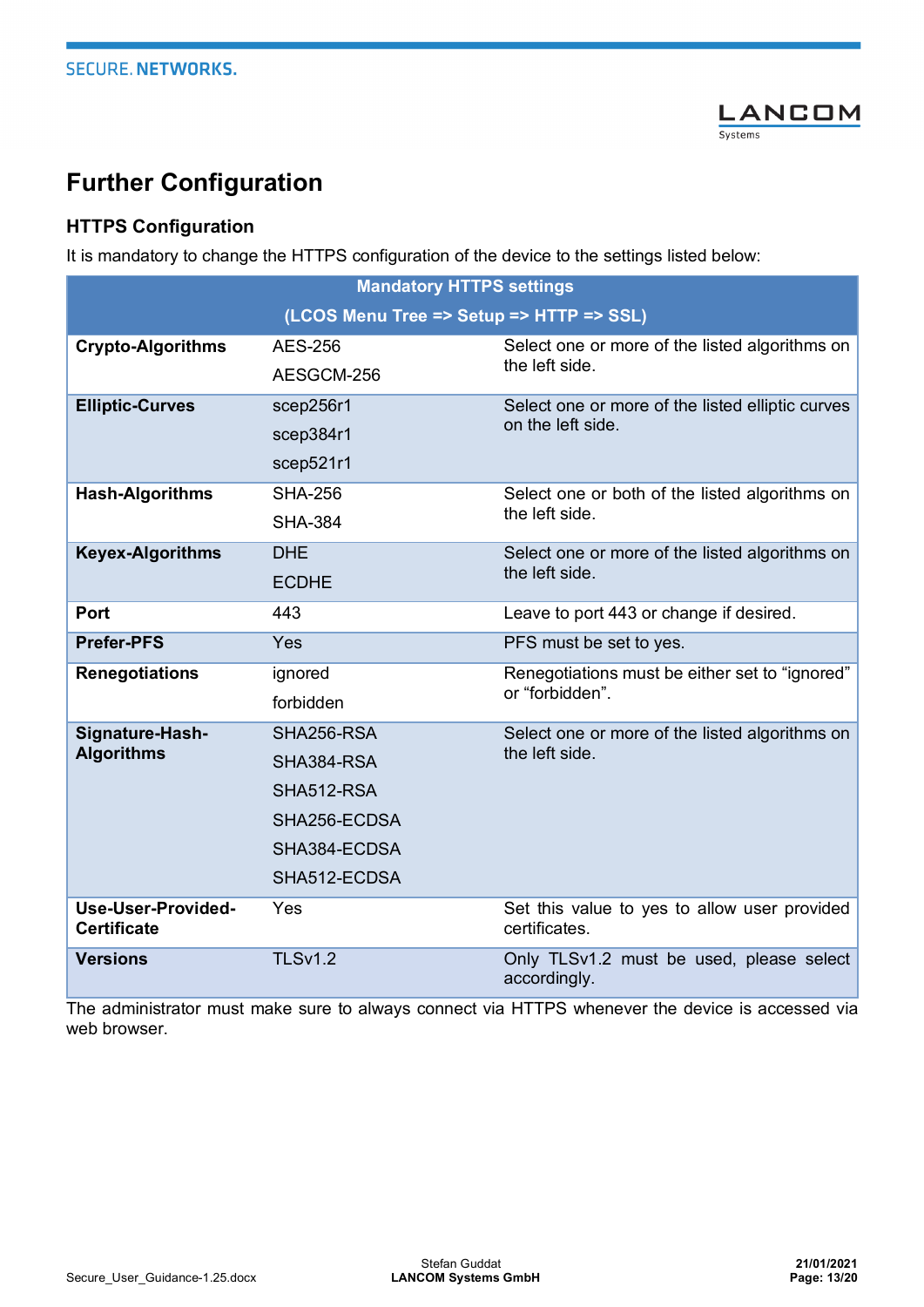# Further Configuration

## HTTPS Configuration

It is mandatory to change the HTTPS configuration of the device to the settings listed below:

| Mandatory HTTPS settings (LCOS Menu Tree => Setup => HTTP => SSL) | | |
|---|---|---|
| **Crypto-Algorithms** | AES-256<br>AESGCM-256 | Select one or more of the listed algorithms on the left side. |
| **Elliptic-Curves** | scep256r1<br>scep384r1<br>scep521r1 | Select one or more of the listed elliptic curves on the left side. |
| **Hash-Algorithms** | SHA-256<br>SHA-384 | Select one or both of the listed algorithms on the left side. |
| **Keyex-Algorithms** | DHE<br>ECDHE | Select one or more of the listed algorithms on the left side. |
| **Port** | 443 | Leave to port 443 or change if desired. |
| **Prefer-PFS** | Yes | PFS must be set to yes. |
| **Renegotiations** | ignored<br>forbidden | Renegotiations must be either set to “ignored” or “forbidden”. |
| **Signature-Hash-Algorithms** | SHA256-RSA<br>SHA384-RSA<br>SHA512-RSA<br>SHA256-ECDSA<br>SHA384-ECDSA<br>SHA512-ECDSA | Select one or more of the listed algorithms on the left side. |
| **Use-User-Provided-Certificate** | Yes | Set this value to yes to allow user provided certificates. |
| **Versions** | TLSv1.2 | Only TLSv1.2 must be used, please select accordingly. |

The administrator must make sure to always connect via HTTPS whenever the device is accessed via web browser.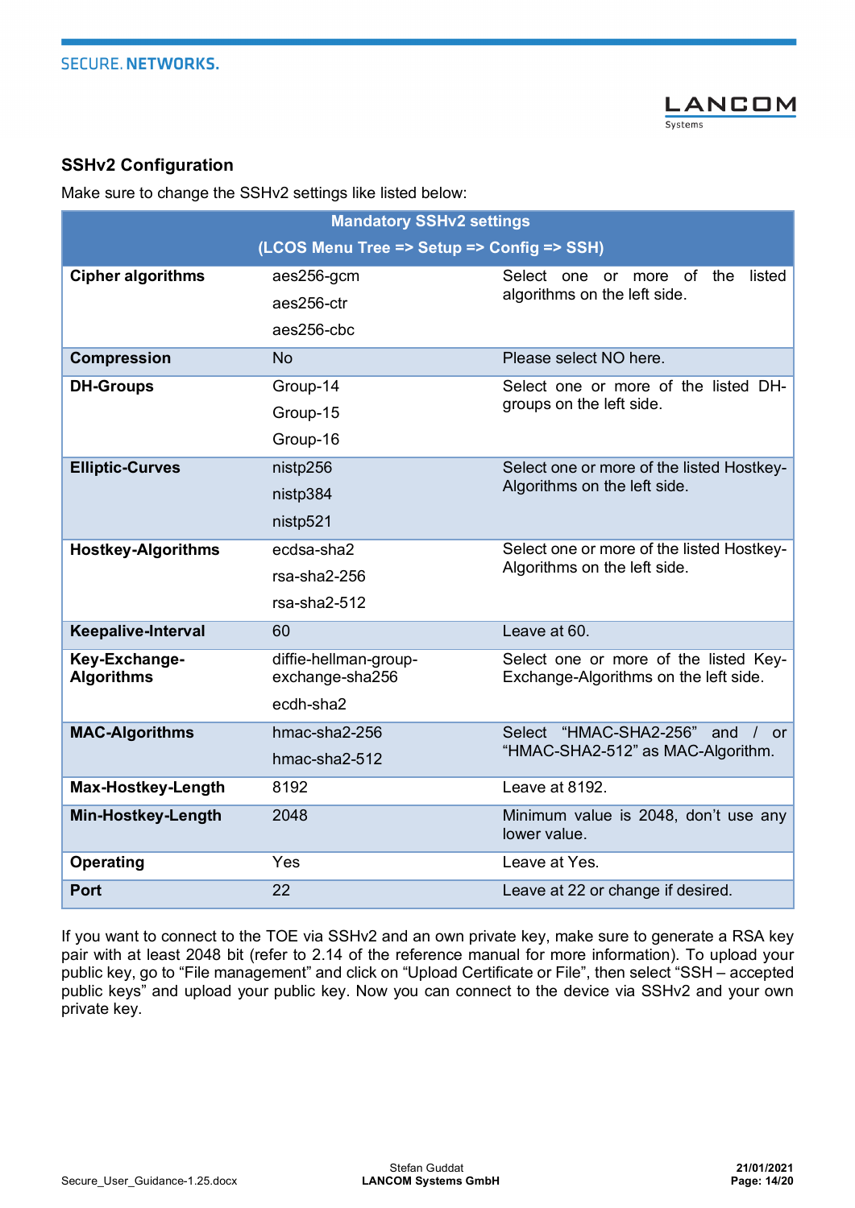### SSHv2 Configuration

Make sure to change the SSHv2 settings like listed below:

| Mandatory SSHv2 settings (LCOS Menu Tree => Setup => Config => SSH) | | |
|---|---|---|
| **Cipher algorithms** | aes256-gcm<br>aes256-ctr<br>aes256-cbc | Select one or more of the listed algorithms on the left side. |
| **Compression** | No | Please select NO here. |
| **DH-Groups** | Group-14<br>Group-15<br>Group-16 | Select one or more of the listed DH-groups on the left side. |
| **Elliptic-Curves** | nistp256<br>nistp384<br>nistp521 | Select one or more of the listed Hostkey-Algorithms on the left side. |
| **Hostkey-Algorithms** | ecdsa-sha2<br>rsa-sha2-256<br>rsa-sha2-512 | Select one or more of the listed Hostkey-Algorithms on the left side. |
| **Keepalive-Interval** | 60 | Leave at 60. |
| **Key-Exchange-Algorithms** | diffie-hellman-group-exchange-sha256<br>ecdh-sha2 | Select one or more of the listed Key-Exchange-Algorithms on the left side. |
| **MAC-Algorithms** | hmac-sha2-256<br>hmac-sha2-512 | Select "HMAC-SHA2-256" and / or "HMAC-SHA2-512" as MAC-Algorithm. |
| **Max-Hostkey-Length** | 8192 | Leave at 8192. |
| **Min-Hostkey-Length** | 2048 | Minimum value is 2048, don't use any lower value. |
| **Operating** | Yes | Leave at Yes. |
| **Port** | 22 | Leave at 22 or change if desired. |

If you want to connect to the TOE via SSHv2 and an own private key, make sure to generate a RSA key pair with at least 2048 bit (refer to 2.14 of the reference manual for more information). To upload your public key, go to "File management" and click on "Upload Certificate or File", then select "SSH – accepted public keys" and upload your public key. Now you can connect to the device via SSHv2 and your own private key.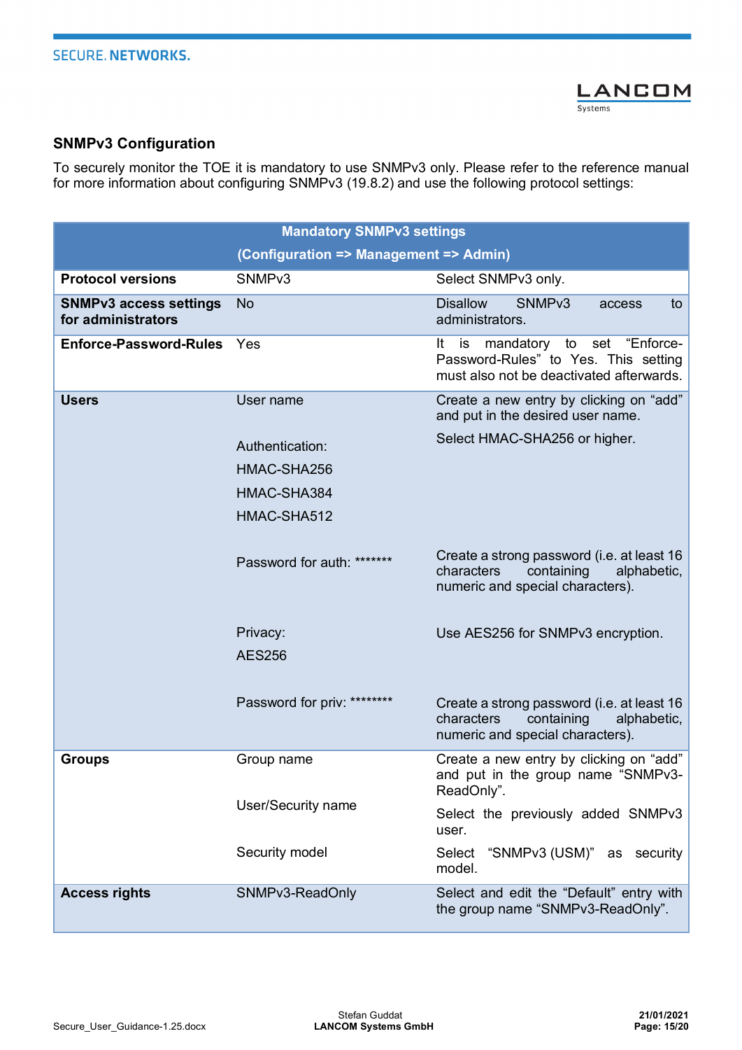## SNMPv3 Configuration

To securely monitor the TOE it is mandatory to use SNMPv3 only. Please refer to the reference manual for more information about configuring SNMPv3 (19.8.2) and use the following protocol settings:

| Mandatory SNMPv3 settings (Configuration => Management => Admin) | | |
|---|---|---|
| **Protocol versions** | SNMPv3 | Select SNMPv3 only. |
| **SNMPv3 access settings for administrators** | No | Disallow SNMPv3 access to administrators. |
| **Enforce-Password-Rules** | Yes | It is mandatory to set "Enforce-Password-Rules" to Yes. This setting must also not be deactivated afterwards. |
| **Users** | User name | Create a new entry by clicking on "add" and put in the desired user name. |
| | Authentication: HMAC-SHA256 HMAC-SHA384 HMAC-SHA512 | Select HMAC-SHA256 or higher. |
| | Password for auth: ******* | Create a strong password (i.e. at least 16 characters containing alphabetic, numeric and special characters). |
| | Privacy: AES256 | Use AES256 for SNMPv3 encryption. |
| | Password for priv: ******** | Create a strong password (i.e. at least 16 characters containing alphabetic, numeric and special characters). |
| **Groups** | Group name | Create a new entry by clicking on "add" and put in the group name "SNMPv3-ReadOnly". |
| | User/Security name | Select the previously added SNMPv3 user. |
| | Security model | Select "SNMPv3 (USM)" as security model. |
| **Access rights** | SNMPv3-ReadOnly | Select and edit the "Default" entry with the group name "SNMPv3-ReadOnly". |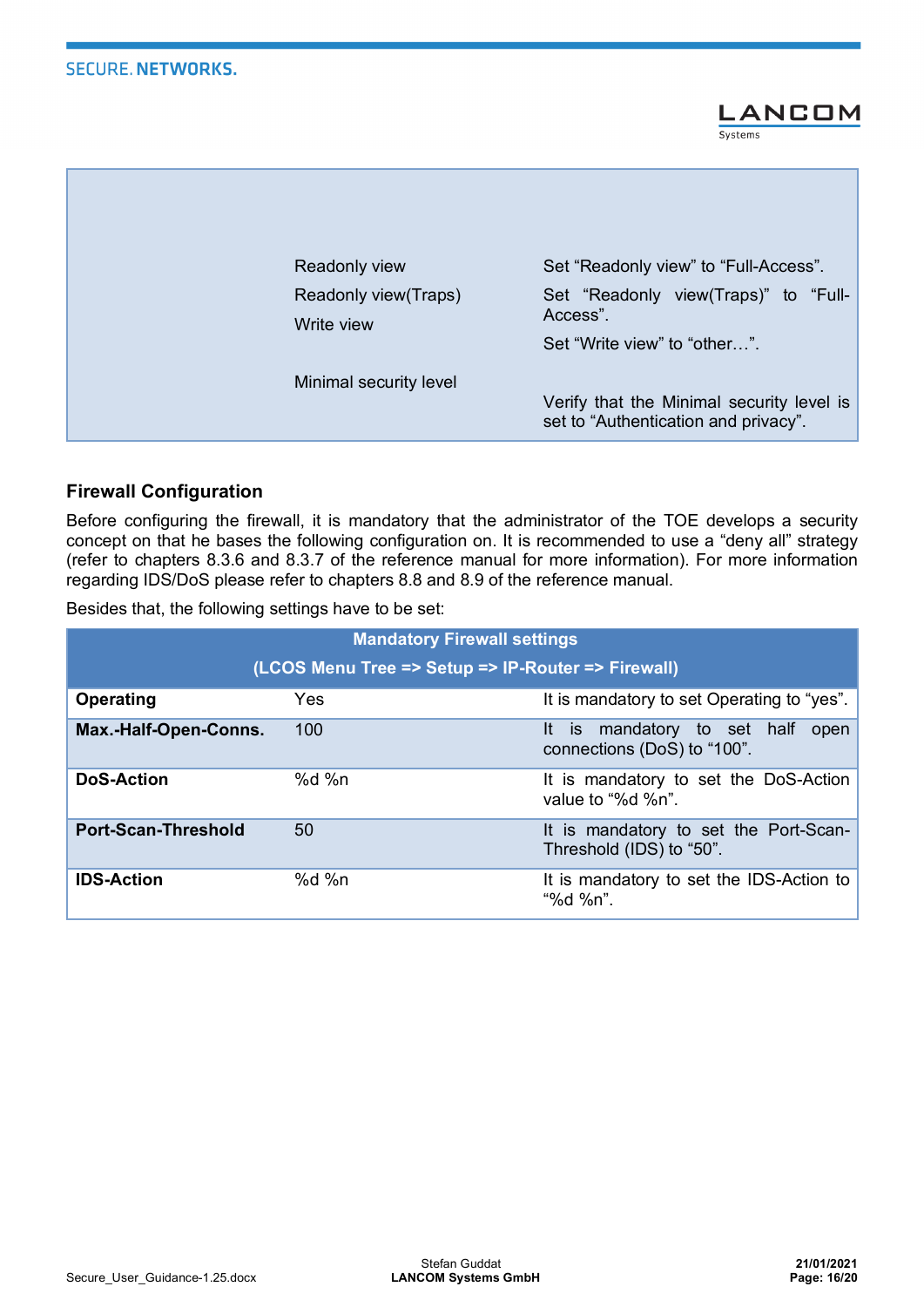| | | |
|---|---|---|
| | Readonly view | Set “Readonly view” to “Full-Access”. |
| | Readonly view(Traps) | Set “Readonly view(Traps)” to “Full-Access”. |
| | Write view | Set “Write view” to “other…”. |
| | Minimal security level | Verify that the Minimal security level is set to “Authentication and privacy”. |

### Firewall Configuration

Before configuring the firewall, it is mandatory that the administrator of the TOE develops a security concept on that he bases the following configuration on. It is recommended to use a “deny all” strategy (refer to chapters 8.3.6 and 8.3.7 of the reference manual for more information). For more information regarding IDS/DoS please refer to chapters 8.8 and 8.9 of the reference manual.

Besides that, the following settings have to be set:

| Mandatory Firewall settings (LCOS Menu Tree => Setup => IP-Router => Firewall) | | |
|---|---|---|
| **Operating** | Yes | It is mandatory to set Operating to “yes”. |
| **Max.-Half-Open-Conns.** | 100 | It is mandatory to set half open connections (DoS) to “100”. |
| **DoS-Action** | %d %n | It is mandatory to set the DoS-Action value to “%d %n”. |
| **Port-Scan-Threshold** | 50 | It is mandatory to set the Port-Scan-Threshold (IDS) to “50”. |
| **IDS-Action** | %d %n | It is mandatory to set the IDS-Action to “%d %n”. |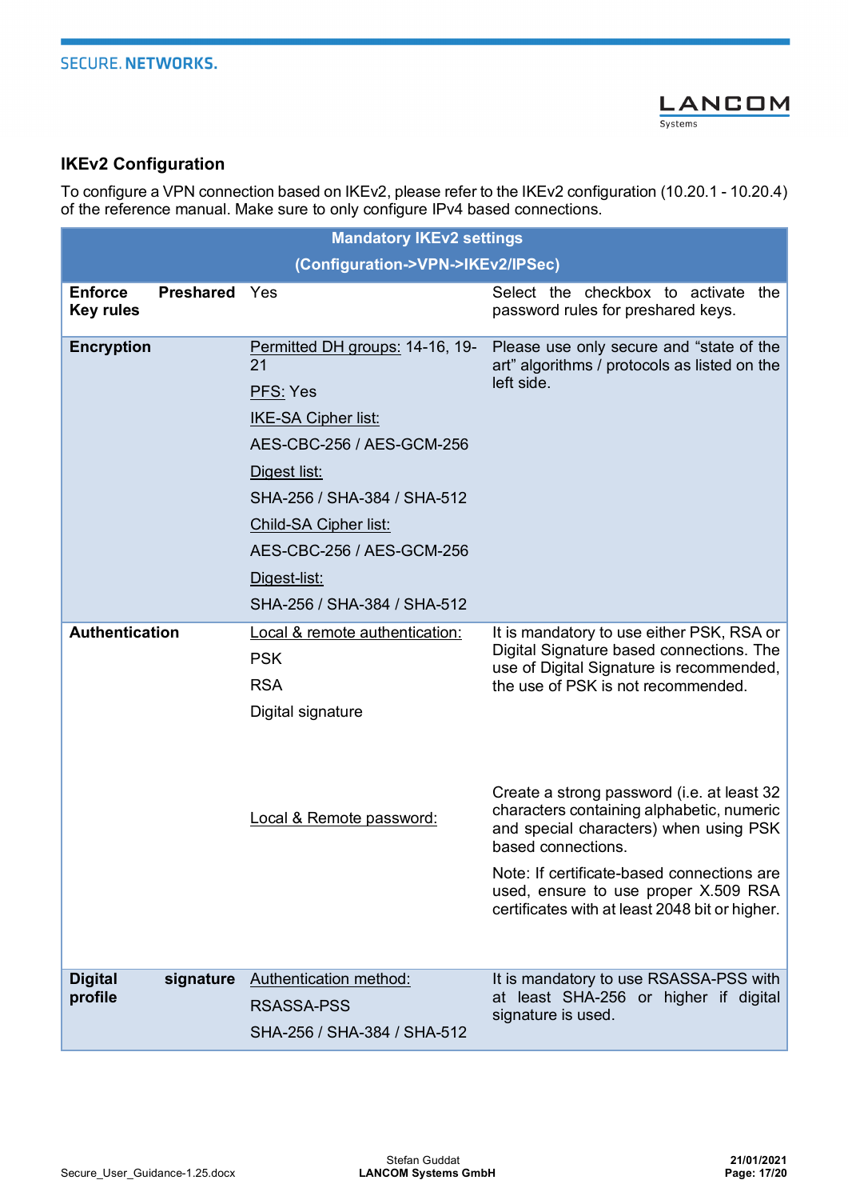### IKEv2 Configuration

To configure a VPN connection based on IKEv2, please refer to the IKEv2 configuration (10.20.1 - 10.20.4) of the reference manual. Make sure to only configure IPv4 based connections.

| Mandatory IKEv2 settings (Configuration->VPN->IKEv2/IPSec) | | |
|---|---|---|
| **Enforce Preshared Key rules** | Yes | Select the checkbox to activate the password rules for preshared keys. |
| **Encryption** | <u>Permitted DH groups:</u> 14-16, 19-21<br><u>PFS:</u> Yes<br><u>IKE-SA Cipher list:</u><br>AES-CBC-256 / AES-GCM-256<br><u>Digest list:</u><br>SHA-256 / SHA-384 / SHA-512<br><u>Child-SA Cipher list:</u><br>AES-CBC-256 / AES-GCM-256<br><u>Digest-list:</u><br>SHA-256 / SHA-384 / SHA-512 | Please use only secure and "state of the art" algorithms / protocols as listed on the left side. |
| **Authentication** | <u>Local & remote authentication:</u><br>PSK<br>RSA<br>Digital signature<br><br><u>Local & Remote password:</u> | It is mandatory to use either PSK, RSA or Digital Signature based connections. The use of Digital Signature is recommended, the use of PSK is not recommended.<br><br>Create a strong password (i.e. at least 32 characters containing alphabetic, numeric and special characters) when using PSK based connections.<br>Note: If certificate-based connections are used, ensure to use proper X.509 RSA certificates with at least 2048 bit or higher. |
| **Digital signature profile** | <u>Authentication method:</u><br>RSASSA-PSS<br>SHA-256 / SHA-384 / SHA-512 | It is mandatory to use RSASSA-PSS with at least SHA-256 or higher if digital signature is used. |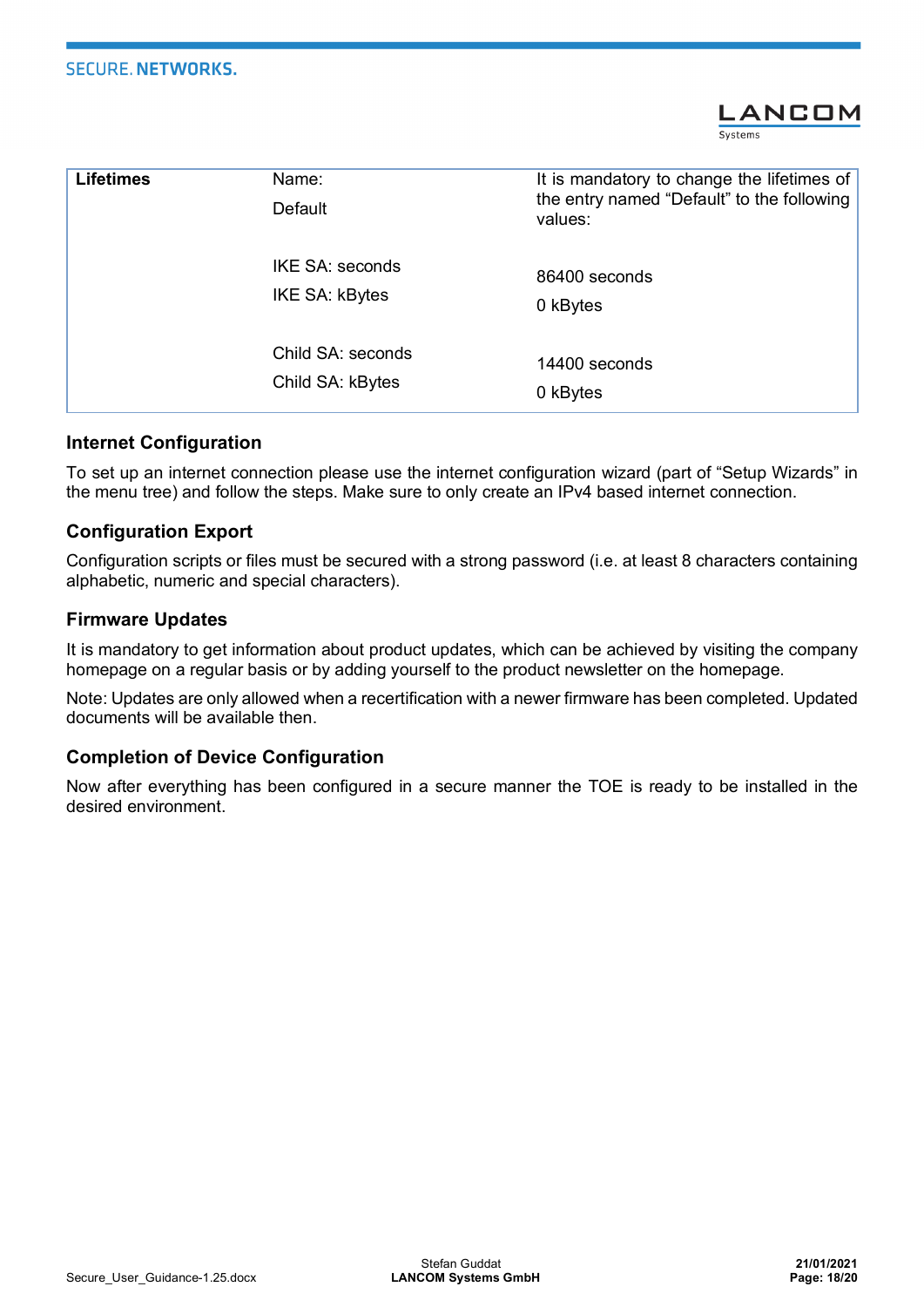| | | |
|---|---|---|
| **Lifetimes** | Name:<br>Default | It is mandatory to change the lifetimes of the entry named “Default” to the following values: |
| | IKE SA: seconds<br>IKE SA: kBytes | 86400 seconds<br>0 kBytes |
| | Child SA: seconds<br>Child SA: kBytes | 14400 seconds<br>0 kBytes |

### Internet Configuration

To set up an internet connection please use the internet configuration wizard (part of “Setup Wizards” in the menu tree) and follow the steps. Make sure to only create an IPv4 based internet connection.

### Configuration Export

Configuration scripts or files must be secured with a strong password (i.e. at least 8 characters containing alphabetic, numeric and special characters).

### Firmware Updates

It is mandatory to get information about product updates, which can be achieved by visiting the company homepage on a regular basis or by adding yourself to the product newsletter on the homepage.

Note: Updates are only allowed when a recertification with a newer firmware has been completed. Updated documents will be available then.

### Completion of Device Configuration

Now after everything has been configured in a secure manner the TOE is ready to be installed in the desired environment.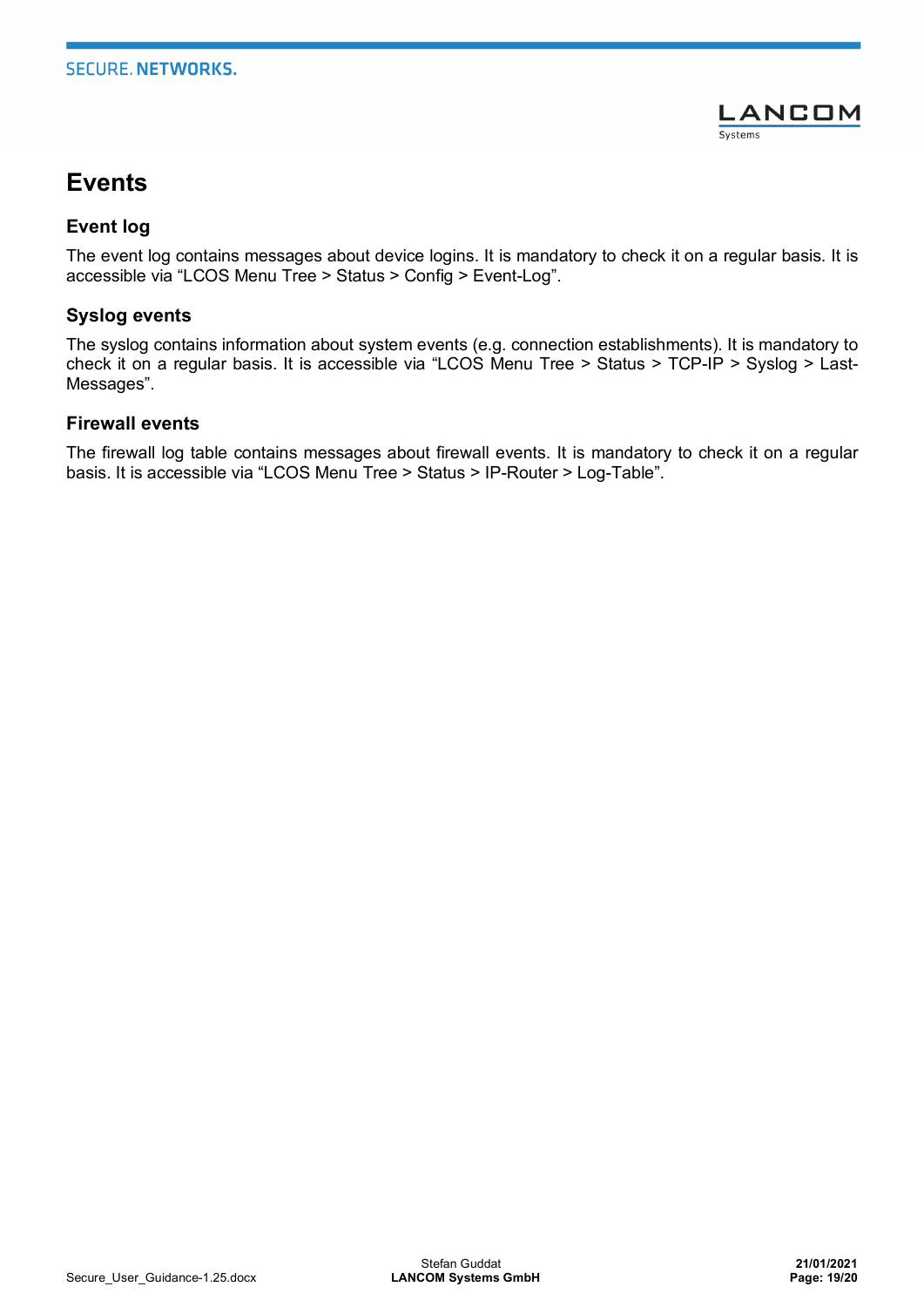# Events

## Event log

The event log contains messages about device logins. It is mandatory to check it on a regular basis. It is accessible via "LCOS Menu Tree > Status > Config > Event-Log".

## Syslog events

The syslog contains information about system events (e.g. connection establishments). It is mandatory to check it on a regular basis. It is accessible via "LCOS Menu Tree > Status > TCP-IP > Syslog > Last-Messages".

## Firewall events

The firewall log table contains messages about firewall events. It is mandatory to check it on a regular basis. It is accessible via "LCOS Menu Tree > Status > IP-Router > Log-Table".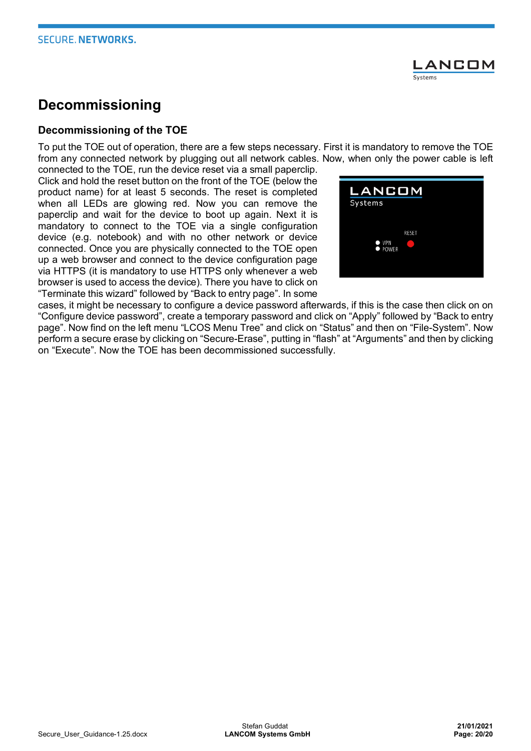# Decommissioning

## Decommissioning of the TOE

To put the TOE out of operation, there are a few steps necessary. First it is mandatory to remove the TOE from any connected network by plugging out all network cables. Now, when only the power cable is left connected to the TOE, run the device reset via a small paperclip. Click and hold the reset button on the front of the TOE (below the product name) for at least 5 seconds. The reset is completed when all LEDs are glowing red. Now you can remove the paperclip and wait for the device to boot up again. Next it is mandatory to connect to the TOE via a single configuration device (e.g. notebook) and with no other network or device connected. Once you are physically connected to the TOE open up a web browser and connect to the device configuration page via HTTPS (it is mandatory to use HTTPS only whenever a web browser is used to access the device). There you have to click on “Terminate this wizard” followed by “Back to entry page”. In some cases, it might be necessary to configure a device password afterwards, if this is the case then click on on “Configure device password”, create a temporary password and click on “Apply” followed by “Back to entry page”. Now find on the left menu “LCOS Menu Tree” and click on “Status” and then on “File-System”. Now perform a secure erase by clicking on “Secure-Erase”, putting in “flash” at “Arguments” and then by clicking on “Execute”. Now the TOE has been decommissioned successfully.